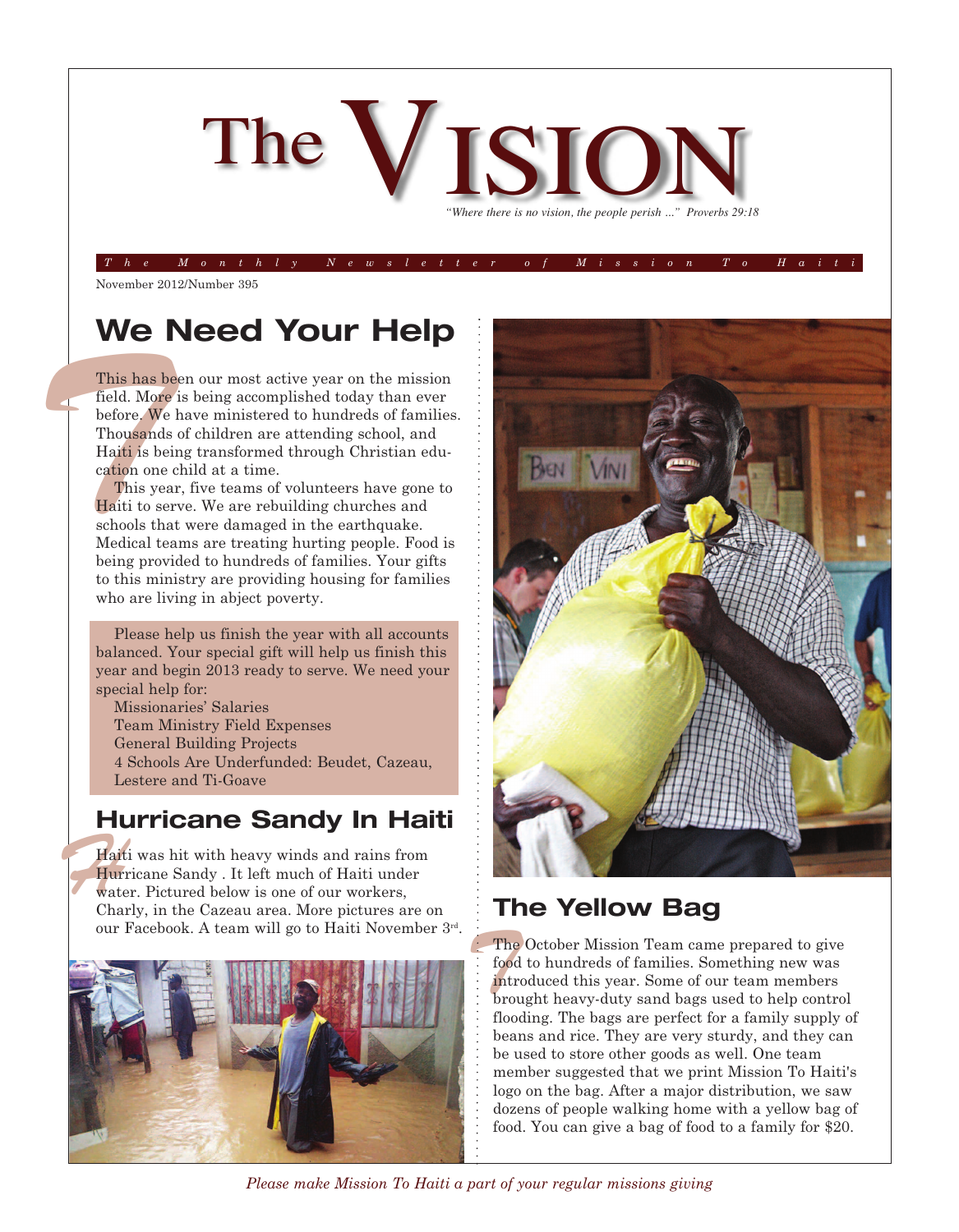# The VISION

*"Where there is no vision, the people perish ..." Proverbs 29:18*

*The Monthly Newsletter of Mission To Haiti*

November 2012/Number 395

## We Need Your Help

This has been our most active year on the mission field. More is being accomplished today than ever before. We have ministered to hundreds of families. Thousands of children are attending school, and Haiti is being transformed through Christian education one child at a time.

This year, five teams of volunteers have gone to Haiti to serve. We are rebuilding churches and schools that were damaged in the earthquake. Medical teams are treating hurting people. Food is being provided to hundreds of families. Your gifts to this ministry are providing housing for families who are living in abject poverty.

Please help us finish the year with all accounts balanced. Your special gift will help us finish this year and begin 2013 ready to serve. We need your special help for:

- Missionaries' Salaries
- Team Ministry Field Expenses
- General Building Projects
- 4 Schools Are Underfunded: Beudet, Cazeau, Lestere and Ti-Goave

## Hurricane Sandy In Haiti

Haiti was hit with heavy winds and rains from Hurricane Sandy . It left much of Haiti under water. Pictured below is one of our workers, Charly, in the Cazeau area. More pictures are on our Facebook. A team will go to Haiti November 3rd.

## The Yellow Bag

The October Mission Team came prepared to give food to hundreds of families. Something new was introduced this year. Some of our team members brought heavy-duty sand bags used to help control flooding. The bags are perfect for a family supply of beans and rice. They are very sturdy, and they can be used to store other goods as well. One team member suggested that we print Mission To Haiti's logo on the bag. After a major distribution, we saw dozens of people walking home with a yellow bag of food. You can give a bag of food to a family for $20.

*Please make Mission To Haiti a part of your regular missions giving*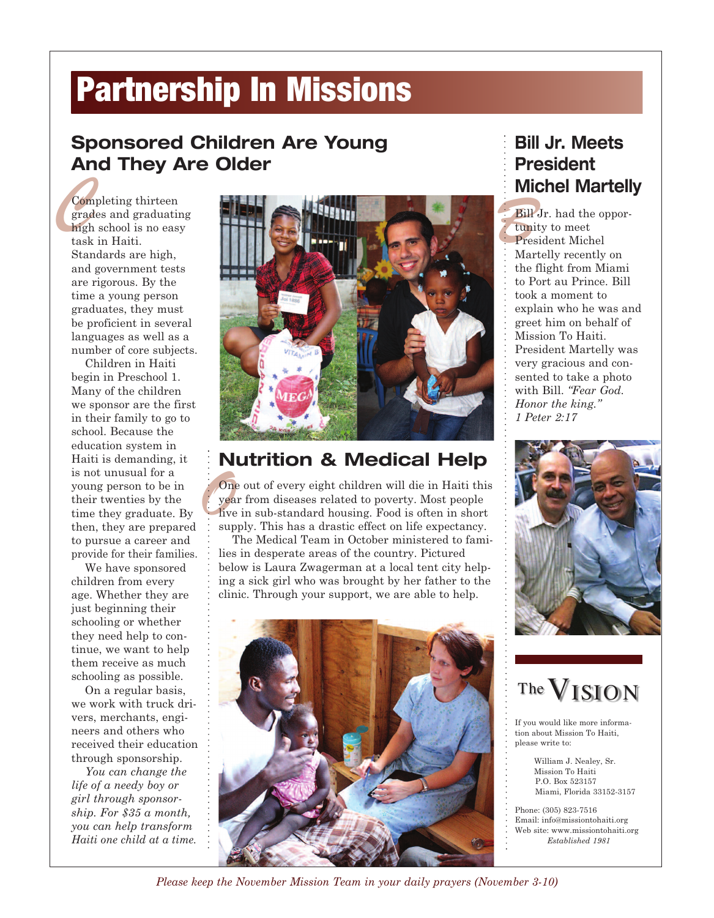# Partnership In Missions

## Sponsored Children Are Young And They Are Older

Completing thirteen grades and graduating high school is no easy task in Haiti. Standards are high, and government tests are rigorous. By the time a young person graduates, they must be proficient in several languages as well as a number of core subjects.

Children in Haiti begin in Preschool 1. Many of the children we sponsor are the first in their family to go to school. Because the education system in Haiti is demanding, it is not unusual for a young person to be in their twenties by the time they graduate. By then, they are prepared to pursue a career and provide for their families.

We have sponsored children from every age. Whether they are just beginning their schooling or whether they need help to continue, we want to help them receive as much schooling as possible.

On a regular basis, we work with truck drivers, merchants, engineers and others who received their education through sponsorship.

*You can change the life of a needy boy or girl through sponsorship. For $35 a month, you can help transform Haiti one child at a time.*

## Nutrition & Medical Help

One out of every eight children will die in Haiti this year from diseases related to poverty. Most people live in sub-standard housing. Food is often in short supply. This has a drastic effect on life expectancy.

The Medical Team in October ministered to families in desperate areas of the country. Pictured below is Laura Zwagerman at a local tent city helping a sick girl who was brought by her father to the clinic. Through your support, we are able to help.

## Bill Jr. Meets President Michel Martelly

Bill Jr. had the opportunity to meet President Michel Martelly recently on the flight from Miami to Port au Prince. Bill took a moment to explain who he was and greet him on behalf of Mission To Haiti. President Martelly was very gracious and consented to take a photo with Bill. *"Fear God. Honor the king." 1 Peter 2:17*

## The VISION

If you would like more information about Mission To Haiti, please write to:

William J. Nealey, Sr.
Mission To Haiti
P.O. Box 523157
Miami, Florida 33152-3157

Phone: (305) 823-7516
Email: info@missiontohaiti.org
Web site: www.missiontohaiti.org
*Established 1981*

*Please keep the November Mission Team in your daily prayers (November 3-10)*